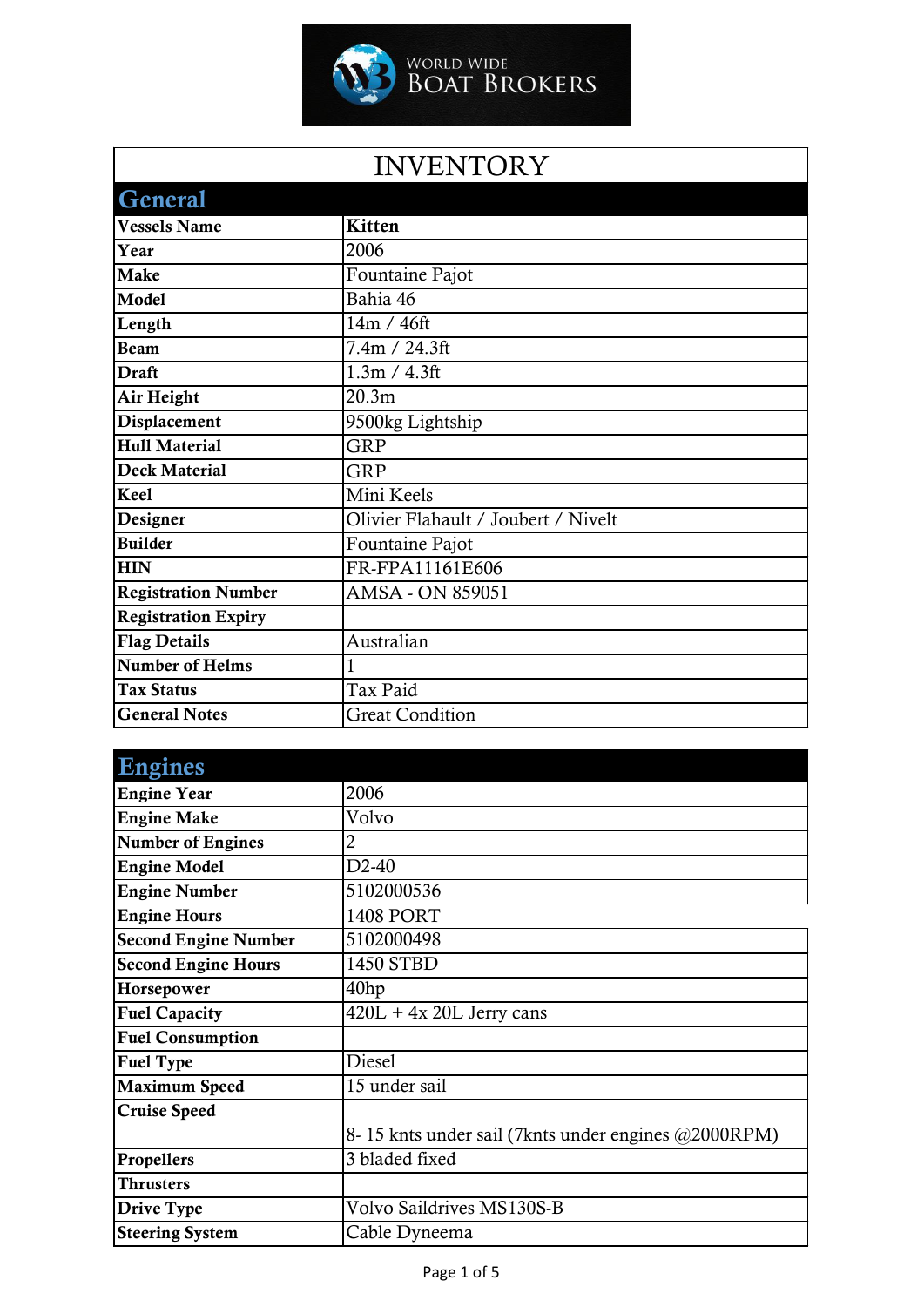WORLD WIDE BOAT BROKERS

# INVENTORY

## General

| | |
|---|---|
| **Vessels Name** | **Kitten** |
| **Year** | 2006 |
| **Make** | Fountaine Pajot |
| **Model** | Bahia 46 |
| **Length** | 14m / 46ft |
| **Beam** | 7.4m / 24.3ft |
| **Draft** | 1.3m / 4.3ft |
| **Air Height** | 20.3m |
| **Displacement** | 9500kg Lightship |
| **Hull Material** | GRP |
| **Deck Material** | GRP |
| **Keel** | Mini Keels |
| **Designer** | Olivier Flahault / Joubert / Nivelt |
| **Builder** | Fountaine Pajot |
| **HIN** | FR-FPA11161E606 |
| **Registration Number** | AMSA - ON 859051 |
| **Registration Expiry** | |
| **Flag Details** | Australian |
| **Number of Helms** | 1 |
| **Tax Status** | Tax Paid |
| **General Notes** | Great Condition |

## Engines

| | |
|---|---|
| **Engine Year** | 2006 |
| **Engine Make** | Volvo |
| **Number of Engines** | 2 |
| **Engine Model** | D2-40 |
| **Engine Number** | 5102000536 |
| **Engine Hours** | 1408 PORT |
| **Second Engine Number** | 5102000498 |
| **Second Engine Hours** | 1450 STBD |
| **Horsepower** | 40hp |
| **Fuel Capacity** | 420L + 4x 20L Jerry cans |
| **Fuel Consumption** | |
| **Fuel Type** | Diesel |
| **Maximum Speed** | 15 under sail |
| **Cruise Speed** | 8- 15 knts under sail (7knts under engines @2000RPM) |
| **Propellers** | 3 bladed fixed |
| **Thrusters** | |
| **Drive Type** | Volvo Saildrives MS130S-B |
| **Steering System** | Cable Dyneema |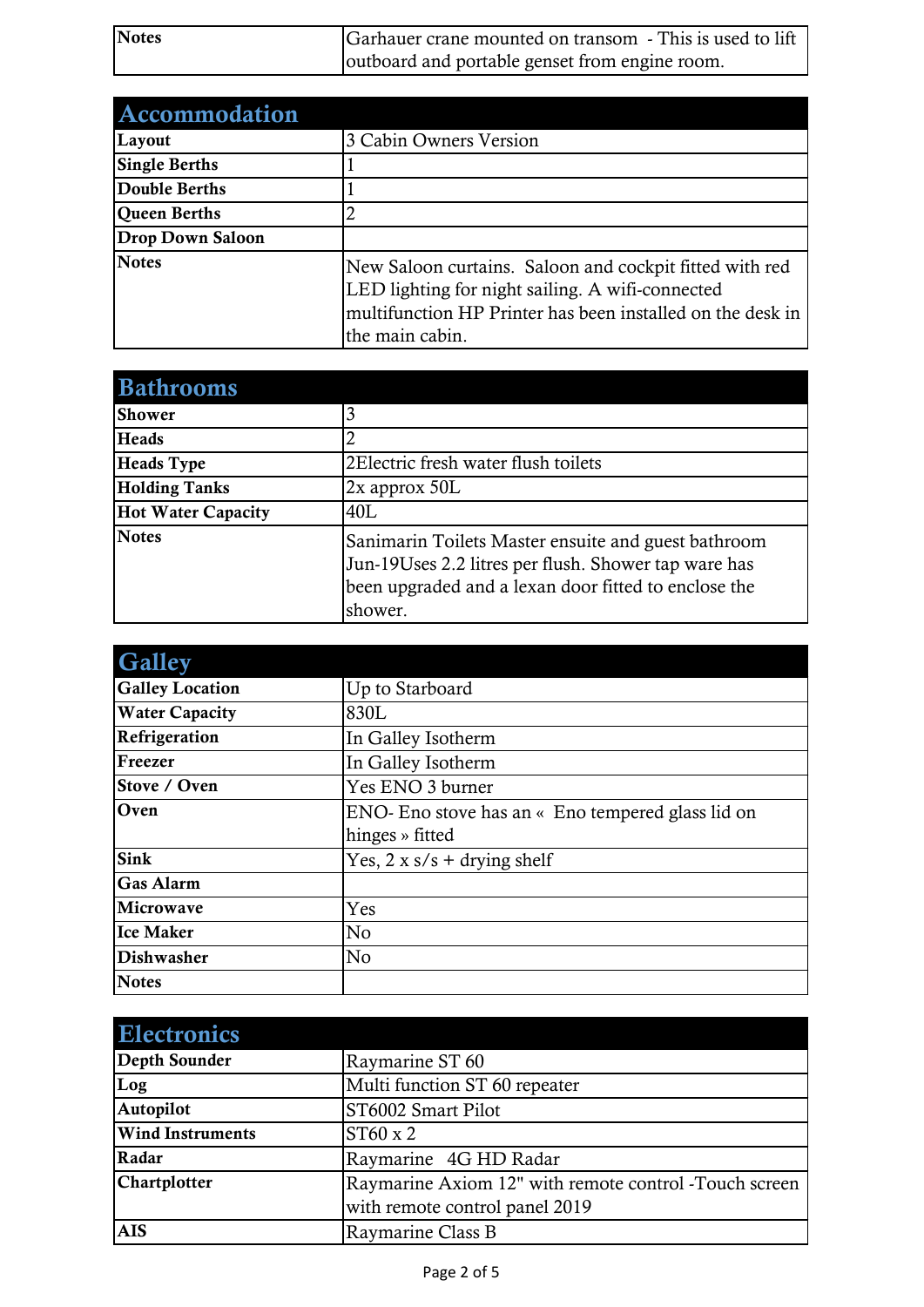| Notes | Garhauer crane mounted on transom - This is used to lift outboard and portable genset from engine room. |
|---|---|

## Accommodation

| | |
|---|---|
| **Layout** | 3 Cabin Owners Version |
| **Single Berths** | 1 |
| **Double Berths** | 1 |
| **Queen Berths** | 2 |
| **Drop Down Saloon** | |
| **Notes** | New Saloon curtains. Saloon and cockpit fitted with red LED lighting for night sailing. A wifi-connected multifunction HP Printer has been installed on the desk in the main cabin. |

## Bathrooms

| | |
|---|---|
| **Shower** | 3 |
| **Heads** | 2 |
| **Heads Type** | 2Electric fresh water flush toilets |
| **Holding Tanks** | 2x approx 50L |
| **Hot Water Capacity** | 40L |
| **Notes** | Sanimarin Toilets Master ensuite and guest bathroom Jun-19Uses 2.2 litres per flush. Shower tap ware has been upgraded and a lexan door fitted to enclose the shower. |

## Galley

| | |
|---|---|
| **Galley Location** | Up to Starboard |
| **Water Capacity** | 830L |
| **Refrigeration** | In Galley Isotherm |
| **Freezer** | In Galley Isotherm |
| **Stove / Oven** | Yes ENO 3 burner |
| **Oven** | ENO- Eno stove has an « Eno tempered glass lid on hinges » fitted |
| **Sink** | Yes, 2 x s/s + drying shelf |
| **Gas Alarm** | |
| **Microwave** | Yes |
| **Ice Maker** | No |
| **Dishwasher** | No |
| **Notes** | |

## Electronics

| | |
|---|---|
| **Depth Sounder** | Raymarine ST 60 |
| **Log** | Multi function ST 60 repeater |
| **Autopilot** | ST6002 Smart Pilot |
| **Wind Instruments** | ST60 x 2 |
| **Radar** | Raymarine 4G HD Radar |
| **Chartplotter** | Raymarine Axiom 12" with remote control -Touch screen with remote control panel 2019 |
| **AIS** | Raymarine Class B |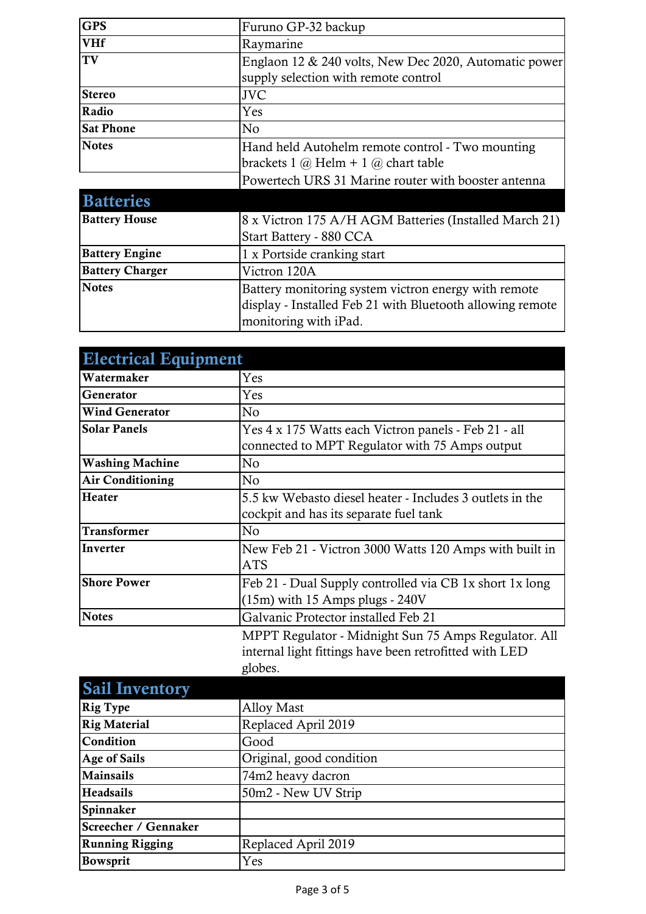| | |
|---|---|
| **GPS** | Furuno GP-32 backup |
| **VHf** | Raymarine |
| **TV** | Englaon 12 & 240 volts, New Dec 2020, Automatic power supply selection with remote control |
| **Stereo** | JVC |
| **Radio** | Yes |
| **Sat Phone** | No |
| **Notes** | Hand held Autohelm remote control - Two mounting brackets 1 @ Helm + 1 @ chart table |
| | Powertech URS 31 Marine router with booster antenna |

## Batteries

| | |
|---|---|
| **Battery House** | 8 x Victron 175 A/H AGM Batteries (Installed March 21) Start Battery - 880 CCA |
| **Battery Engine** | 1 x Portside cranking start |
| **Battery Charger** | Victron 120A |
| **Notes** | Battery monitoring system victron energy with remote display - Installed Feb 21 with Bluetooth allowing remote monitoring with iPad. |

## Electrical Equipment

| | |
|---|---|
| **Watermaker** | Yes |
| **Generator** | Yes |
| **Wind Generator** | No |
| **Solar Panels** | Yes 4 x 175 Watts each Victron panels - Feb 21 - all connected to MPT Regulator with 75 Amps output |
| **Washing Machine** | No |
| **Air Conditioning** | No |
| **Heater** | 5.5 kw Webasto diesel heater - Includes 3 outlets in the cockpit and has its separate fuel tank |
| **Transformer** | No |
| **Inverter** | New Feb 21 - Victron 3000 Watts 120 Amps with built in ATS |
| **Shore Power** | Feb 21 - Dual Supply controlled via CB 1x short 1x long (15m) with 15 Amps plugs - 240V |
| **Notes** | Galvanic Protector installed Feb 21 |
| | MPPT Regulator - Midnight Sun 75 Amps Regulator. All internal light fittings have been retrofitted with LED globes. |

## Sail Inventory

| | |
|---|---|
| **Rig Type** | Alloy Mast |
| **Rig Material** | Replaced April 2019 |
| **Condition** | Good |
| **Age of Sails** | Original, good condition |
| **Mainsails** | 74m2 heavy dacron |
| **Headsails** | 50m2 - New UV Strip |
| **Spinnaker** | |
| **Screecher / Gennaker** | |
| **Running Rigging** | Replaced April 2019 |
| **Bowsprit** | Yes |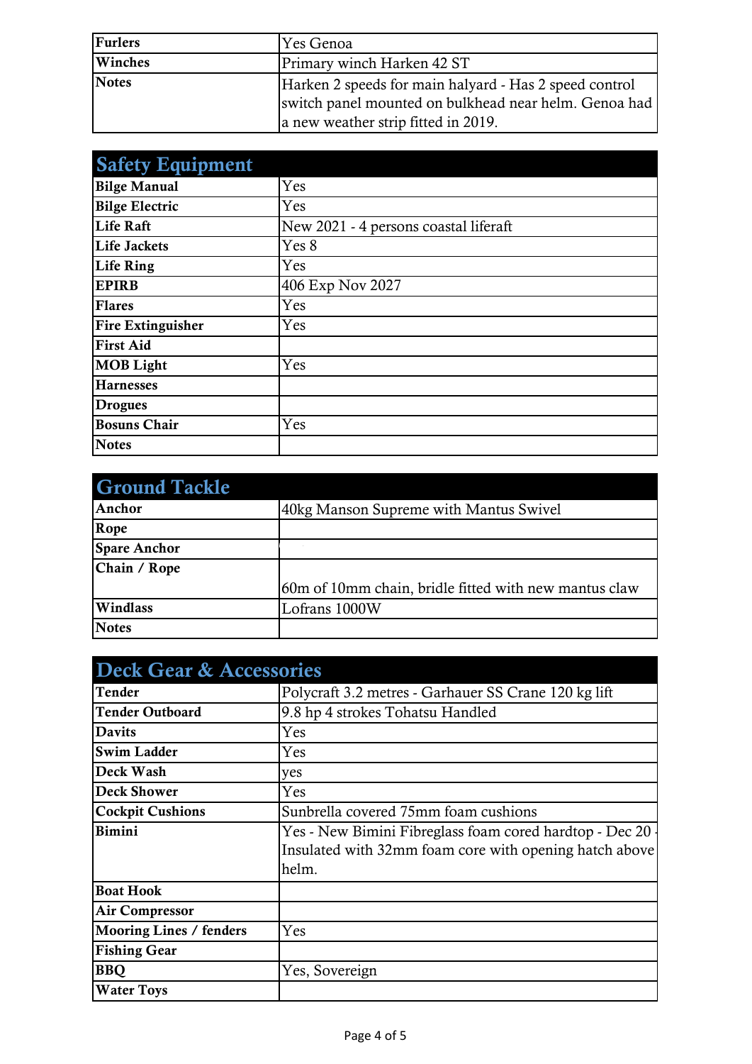| | |
|---|---|
| **Furlers** | Yes Genoa |
| **Winches** | Primary winch Harken 42 ST |
| **Notes** | Harken 2 speeds for main halyard - Has 2 speed control switch panel mounted on bulkhead near helm. Genoa had a new weather strip fitted in 2019. |

## Safety Equipment

| | |
|---|---|
| **Bilge Manual** | Yes |
| **Bilge Electric** | Yes |
| **Life Raft** | New 2021 - 4 persons coastal liferaft |
| **Life Jackets** | Yes 8 |
| **Life Ring** | Yes |
| **EPIRB** | 406 Exp Nov 2027 |
| **Flares** | Yes |
| **Fire Extinguisher** | Yes |
| **First Aid** | |
| **MOB Light** | Yes |
| **Harnesses** | |
| **Drogues** | |
| **Bosuns Chair** | Yes |
| **Notes** | |

## Ground Tackle

| | |
|---|---|
| **Anchor** | 40kg Manson Supreme with Mantus Swivel |
| **Rope** | |
| **Spare Anchor** | |
| **Chain / Rope** | 60m of 10mm chain, bridle fitted with new mantus claw |
| **Windlass** | Lofrans 1000W |
| **Notes** | |

## Deck Gear & Accessories

| | |
|---|---|
| **Tender** | Polycraft 3.2 metres - Garhauer SS Crane 120 kg lift |
| **Tender Outboard** | 9.8 hp 4 strokes Tohatsu Handled |
| **Davits** | Yes |
| **Swim Ladder** | Yes |
| **Deck Wash** | yes |
| **Deck Shower** | Yes |
| **Cockpit Cushions** | Sunbrella covered 75mm foam cushions |
| **Bimini** | Yes - New Bimini Fibreglass foam cored hardtop - Dec 20 - Insulated with 32mm foam core with opening hatch above helm. |
| **Boat Hook** | |
| **Air Compressor** | |
| **Mooring Lines / fenders** | Yes |
| **Fishing Gear** | |
| **BBQ** | Yes, Sovereign |
| **Water Toys** | |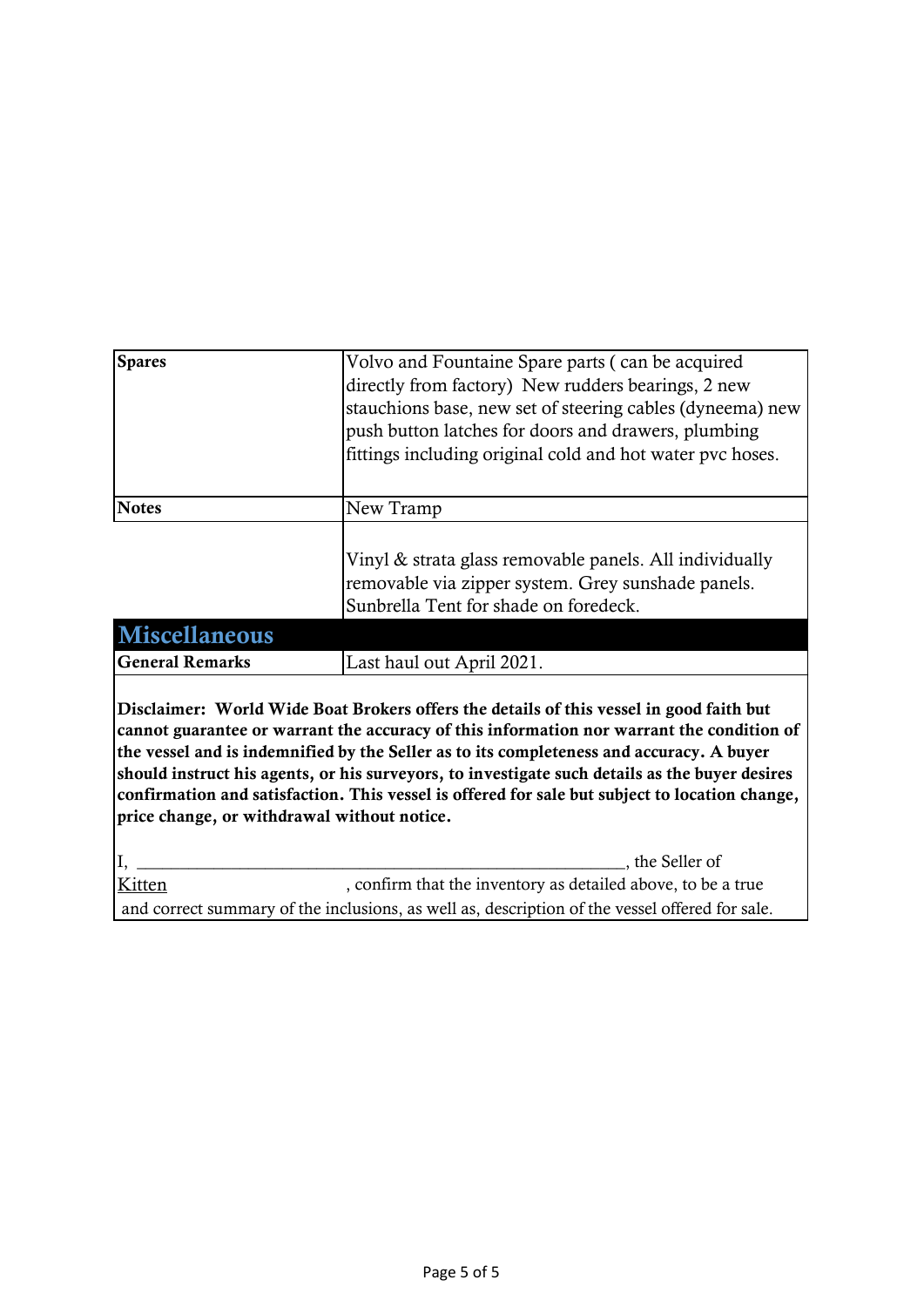| | |
|---|---|
| **Spares** | Volvo and Fountaine Spare parts ( can be acquired directly from factory) New rudders bearings, 2 new stauchions base, new set of steering cables (dyneema) new push button latches for doors and drawers, plumbing fittings including original cold and hot water pvc hoses. |
| **Notes** | New Tramp |
| | Vinyl & strata glass removable panels. All individually removable via zipper system. Grey sunshade panels. Sunbrella Tent for shade on foredeck. |

## Miscellaneous

| | |
|---|---|
| **General Remarks** | Last haul out April 2021. |

**Disclaimer: World Wide Boat Brokers offers the details of this vessel in good faith but cannot guarantee or warrant the accuracy of this information nor warrant the condition of the vessel and is indemnified by the Seller as to its completeness and accuracy. A buyer should instruct his agents, or his surveyors, to investigate such details as the buyer desires confirmation and satisfaction. This vessel is offered for sale but subject to location change, price change, or withdrawal without notice.**

I, ____________________________________________________________, the Seller of Kitten , confirm that the inventory as detailed above, to be a true and correct summary of the inclusions, as well as, description of the vessel offered for sale.